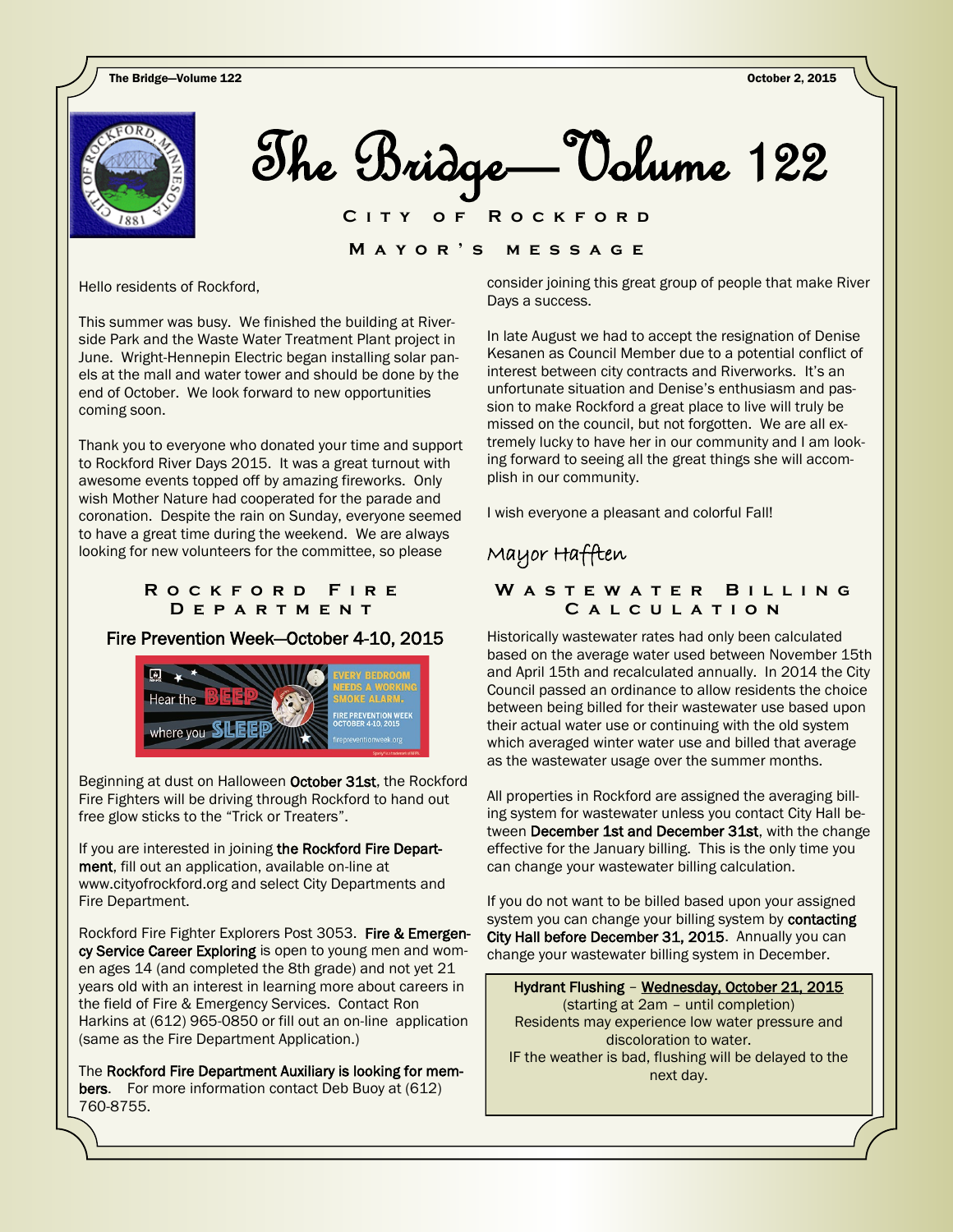# The Bridge—Volume 122

## City of Rockford

### Mayor's message

Hello residents of Rockford,

This summer was busy. We finished the building at Riverside Park and the Waste Water Treatment Plant project in June. Wright-Hennepin Electric began installing solar panels at the mall and water tower and should be done by the end of October. We look forward to new opportunities coming soon.

Thank you to everyone who donated your time and support to Rockford River Days 2015. It was a great turnout with awesome events topped off by amazing fireworks. Only wish Mother Nature had cooperated for the parade and coronation. Despite the rain on Sunday, everyone seemed to have a great time during the weekend. We are always looking for new volunteers for the committee, so please consider joining this great group of people that make River Days a success.

In late August we had to accept the resignation of Denise Kesanen as Council Member due to a potential conflict of interest between city contracts and Riverworks. It's an unfortunate situation and Denise's enthusiasm and passion to make Rockford a great place to live will truly be missed on the council, but not forgotten. We are all extremely lucky to have her in our community and I am looking forward to seeing all the great things she will accomplish in our community.

I wish everyone a pleasant and colorful Fall!

Mayor Hafften

### Rockford Fire Department

**Fire Prevention Week—October 4-10, 2015**

Hear the BEEP where you SLEEP

EVERY BEDROOM NEEDS A WORKING SMOKE ALARM.

FIRE PREVENTION WEEK OCTOBER 4-10, 2015

firepreventionweek.org

Beginning at dust on Halloween **October 31st**, the Rockford Fire Fighters will be driving through Rockford to hand out free glow sticks to the "Trick or Treaters".

If you are interested in joining **the Rockford Fire Department**, fill out an application, available on-line at www.cityofrockford.org and select City Departments and Fire Department.

Rockford Fire Fighter Explorers Post 3053. **Fire & Emergency Service Career Exploring** is open to young men and women ages 14 (and completed the 8th grade) and not yet 21 years old with an interest in learning more about careers in the field of Fire & Emergency Services. Contact Ron Harkins at (612) 965-0850 or fill out an on-line application (same as the Fire Department Application.)

The **Rockford Fire Department Auxiliary is looking for members**. For more information contact Deb Buoy at (612) 760-8755.

### Wastewater Billing Calculation

Historically wastewater rates had only been calculated based on the average water used between November 15th and April 15th and recalculated annually. In 2014 the City Council passed an ordinance to allow residents the choice between being billed for their wastewater use based upon their actual water use or continuing with the old system which averaged winter water use and billed that average as the wastewater usage over the summer months.

All properties in Rockford are assigned the averaging billing system for wastewater unless you contact City Hall between **December 1st and December 31st**, with the change effective for the January billing. This is the only time you can change your wastewater billing calculation.

If you do not want to be billed based upon your assigned system you can change your billing system by **contacting City Hall before December 31, 2015**. Annually you can change your wastewater billing system in December.

**Hydrant Flushing – Wednesday, October 21, 2015**
(starting at 2am – until completion)
Residents may experience low water pressure and discoloration to water.
IF the weather is bad, flushing will be delayed to the next day.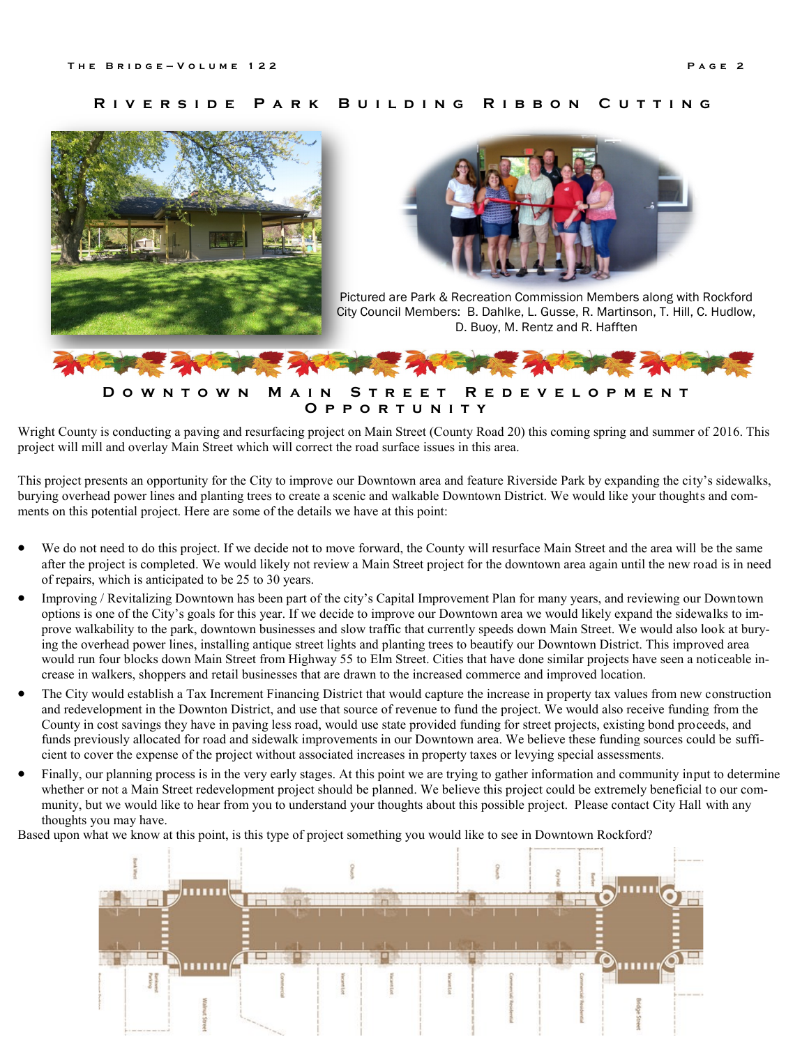## Riverside Park Building Ribbon Cutting

Pictured are Park & Recreation Commission Members along with Rockford City Council Members: B. Dahlke, L. Gusse, R. Martinson, T. Hill, C. Hudlow, D. Buoy, M. Rentz and R. Hafften

## Downtown Main Street Redevelopment Opportunity

Wright County is conducting a paving and resurfacing project on Main Street (County Road 20) this coming spring and summer of 2016. This project will mill and overlay Main Street which will correct the road surface issues in this area.

This project presents an opportunity for the City to improve our Downtown area and feature Riverside Park by expanding the city's sidewalks, burying overhead power lines and planting trees to create a scenic and walkable Downtown District. We would like your thoughts and comments on this potential project. Here are some of the details we have at this point:

- We do not need to do this project. If we decide not to move forward, the County will resurface Main Street and the area will be the same after the project is completed. We would likely not review a Main Street project for the downtown area again until the new road is in need of repairs, which is anticipated to be 25 to 30 years.
- Improving / Revitalizing Downtown has been part of the city's Capital Improvement Plan for many years, and reviewing our Downtown options is one of the City's goals for this year. If we decide to improve our Downtown area we would likely expand the sidewalks to improve walkability to the park, downtown businesses and slow traffic that currently speeds down Main Street. We would also look at burying the overhead power lines, installing antique street lights and planting trees to beautify our Downtown District. This improved area would run four blocks down Main Street from Highway 55 to Elm Street. Cities that have done similar projects have seen a noticeable increase in walkers, shoppers and retail businesses that are drawn to the increased commerce and improved location.
- The City would establish a Tax Increment Financing District that would capture the increase in property tax values from new construction and redevelopment in the Downton District, and use that source of revenue to fund the project. We would also receive funding from the County in cost savings they have in paving less road, would use state provided funding for street projects, existing bond proceeds, and funds previously allocated for road and sidewalk improvements in our Downtown area. We believe these funding sources could be sufficient to cover the expense of the project without associated increases in property taxes or levying special assessments.
- Finally, our planning process is in the very early stages. At this point we are trying to gather information and community input to determine whether or not a Main Street redevelopment project should be planned. We believe this project could be extremely beneficial to our community, but we would like to hear from you to understand your thoughts about this possible project. Please contact City Hall with any thoughts you may have.

Based upon what we know at this point, is this type of project something you would like to see in Downtown Rockford?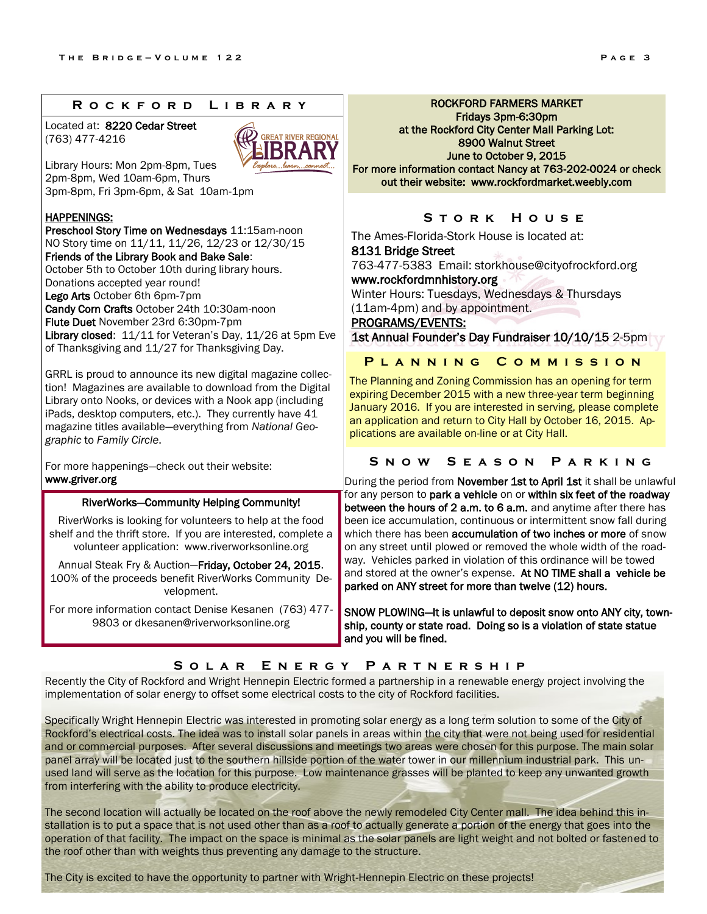## Rockford Library

Located at: **8220 Cedar Street**
(763) 477-4216

Library Hours: Mon 2pm-8pm, Tues 2pm-8pm, Wed 10am-6pm, Thurs 3pm-8pm, Fri 3pm-6pm, & Sat 10am-1pm

**HAPPENINGS:**
**Preschool Story Time on Wednesdays** 11:15am-noon
NO Story time on 11/11, 11/26, 12/23 or 12/30/15
**Friends of the Library Book and Bake Sale**:
October 5th to October 10th during library hours.
Donations accepted year round!
**Lego Arts** October 6th 6pm-7pm
**Candy Corn Crafts** October 24th 10:30am-noon
**Flute Duet** November 23rd 6:30pm-7pm
**Library closed**: 11/11 for Veteran's Day, 11/26 at 5pm Eve of Thanksgiving and 11/27 for Thanksgiving Day.

GRRL is proud to announce its new digital magazine collection! Magazines are available to download from the Digital Library onto Nooks, or devices with a Nook app (including iPads, desktop computers, etc.). They currently have 41 magazine titles available—everything from *National Geographic* to *Family Circle*.

For more happenings—check out their website:
**www.griver.org**

**RiverWorks—Community Helping Community!**

RiverWorks is looking for volunteers to help at the food shelf and the thrift store. If you are interested, complete a volunteer application: www.riverworksonline.org

Annual Steak Fry & Auction—**Friday, October 24, 2015**. 100% of the proceeds benefit RiverWorks Community Development.

For more information contact Denise Kesanen (763) 477-9803 or dkesanen@riverworksonline.org

**ROCKFORD FARMERS MARKET**
**Fridays 3pm-6:30pm**
**at the Rockford City Center Mall Parking Lot:**
**8900 Walnut Street**
**June to October 9, 2015**
**For more information contact Nancy at 763-202-0024 or check out their website: www.rockfordmarket.weebly.com**

## Stork House

The Ames-Florida-Stork House is located at:
**8131 Bridge Street**
763-477-5383 Email: storkhouse@cityofrockford.org
**www.rockfordmnhistory.org**
Winter Hours: Tuesdays, Wednesdays & Thursdays (11am-4pm) and by appointment.
**PROGRAMS/EVENTS:**
**1st Annual Founder's Day Fundraiser 10/10/15** 2-5pm

## Planning Commission

The Planning and Zoning Commission has an opening for term expiring December 2015 with a new three-year term beginning January 2016. If you are interested in serving, please complete an application and return to City Hall by October 16, 2015. Applications are available on-line or at City Hall.

## Snow Season Parking

During the period from **November 1st to April 1st** it shall be unlawful for any person to **park a vehicle** on or **within six feet of the roadway between the hours of 2 a.m. to 6 a.m.** and anytime after there has been ice accumulation, continuous or intermittent snow fall during which there has been **accumulation of two inches or more** of snow on any street until plowed or removed the whole width of the roadway. Vehicles parked in violation of this ordinance will be towed and stored at the owner's expense. **At NO TIME shall a vehicle be parked on ANY street for more than twelve (12) hours.**

**SNOW PLOWING—It is unlawful to deposit snow onto ANY city, township, county or state road. Doing so is a violation of state statue and you will be fined.**

## Solar Energy Partnership

Recently the City of Rockford and Wright Hennepin Electric formed a partnership in a renewable energy project involving the implementation of solar energy to offset some electrical costs to the city of Rockford facilities.

Specifically Wright Hennepin Electric was interested in promoting solar energy as a long term solution to some of the City of Rockford's electrical costs. The idea was to install solar panels in areas within the city that were not being used for residential and or commercial purposes. After several discussions and meetings two areas were chosen for this purpose. The main solar panel array will be located just to the southern hillside portion of the water tower in our millennium industrial park. This unused land will serve as the location for this purpose. Low maintenance grasses will be planted to keep any unwanted growth from interfering with the ability to produce electricity.

The second location will actually be located on the roof above the newly remodeled City Center mall. The idea behind this installation is to put a space that is not used other than as a roof to actually generate a portion of the energy that goes into the operation of that facility. The impact on the space is minimal as the solar panels are light weight and not bolted or fastened to the roof other than with weights thus preventing any damage to the structure.

The City is excited to have the opportunity to partner with Wright-Hennepin Electric on these projects!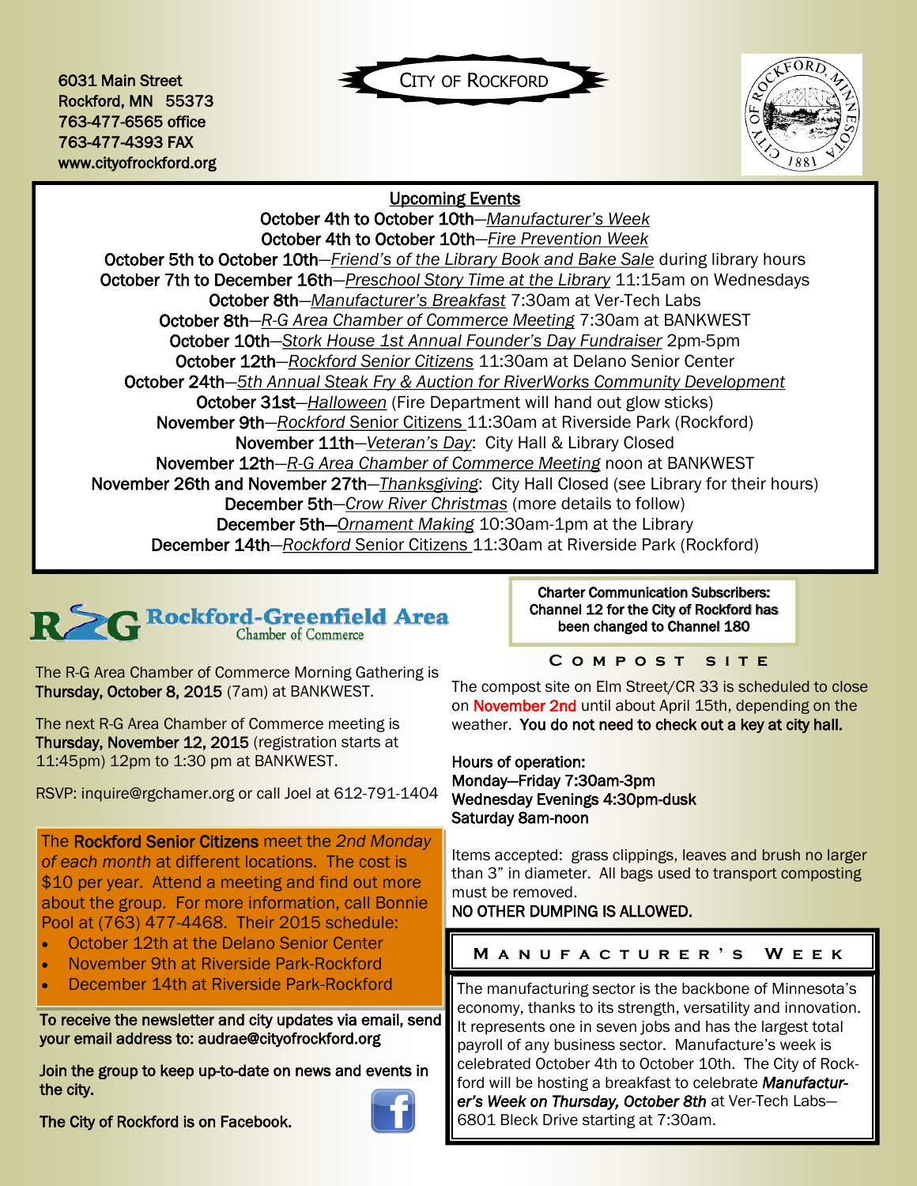6031 Main Street
Rockford, MN 55373
763-477-6565 office
763-477-4393 FAX
www.cityofrockford.org

# CITY OF ROCKFORD

## Upcoming Events

October 4th to October 10th—*Manufacturer's Week*
October 4th to October 10th—*Fire Prevention Week*
October 5th to October 10th—*Friend's of the Library Book and Bake Sale* during library hours
October 7th to December 16th—*Preschool Story Time at the Library* 11:15am on Wednesdays
October 8th—*Manufacturer's Breakfast* 7:30am at Ver-Tech Labs
October 8th—*R-G Area Chamber of Commerce Meeting* 7:30am at BANKWEST
October 10th—*Stork House 1st Annual Founder's Day Fundraiser* 2pm-5pm
October 12th—*Rockford Senior Citizens* 11:30am at Delano Senior Center
October 24th—*5th Annual Steak Fry & Auction for RiverWorks Community Development*
October 31st—*Halloween* (Fire Department will hand out glow sticks)
November 9th—*Rockford* Senior Citizens 11:30am at Riverside Park (Rockford)
November 11th—*Veteran's Day*: City Hall & Library Closed
November 12th—*R-G Area Chamber of Commerce Meeting* noon at BANKWEST
November 26th and November 27th—*Thanksgiving*: City Hall Closed (see Library for their hours)
December 5th—*Crow River Christmas* (more details to follow)
December 5th—*Ornament Making* 10:30am-1pm at the Library
December 14th—*Rockford* Senior Citizens 11:30am at Riverside Park (Rockford)

## Rockford-Greenfield Area Chamber of Commerce

The R-G Area Chamber of Commerce Morning Gathering is **Thursday, October 8, 2015** (7am) at BANKWEST.

The next R-G Area Chamber of Commerce meeting is **Thursday, November 12, 2015** (registration starts at 11:45pm) 12pm to 1:30 pm at BANKWEST.

RSVP: inquire@rgchamer.org or call Joel at 612-791-1404

The **Rockford Senior Citizens** meet the *2nd Monday of each month* at different locations. The cost is $10 per year. Attend a meeting and find out more about the group. For more information, call Bonnie Pool at (763) 477-4468. Their 2015 schedule:

- October 12th at the Delano Senior Center
- November 9th at Riverside Park-Rockford
- December 14th at Riverside Park-Rockford

**To receive the newsletter and city updates via email, send your email address to: audrae@cityofrockford.org**

**Join the group to keep up-to-date on news and events in the city.**

**The City of Rockford is on Facebook.**

**Charter Communication Subscribers: Channel 12 for the City of Rockford has been changed to Channel 180**

## Compost Site

The compost site on Elm Street/CR 33 is scheduled to close on November 2nd until about April 15th, depending on the weather. **You do not need to check out a key at city hall.**

**Hours of operation:**
**Monday—Friday 7:30am-3pm**
**Wednesday Evenings 4:30pm-dusk**
**Saturday 8am-noon**

Items accepted: grass clippings, leaves and brush no larger than 3" in diameter. All bags used to transport composting must be removed.
**NO OTHER DUMPING IS ALLOWED.**

## Manufacturer's Week

The manufacturing sector is the backbone of Minnesota's economy, thanks to its strength, versatility and innovation. It represents one in seven jobs and has the largest total payroll of any business sector. Manufacture's week is celebrated October 4th to October 10th. The City of Rockford will be hosting a breakfast to celebrate ***Manufacturer's Week on Thursday, October 8th*** at Ver-Tech Labs—6801 Bleck Drive starting at 7:30am.